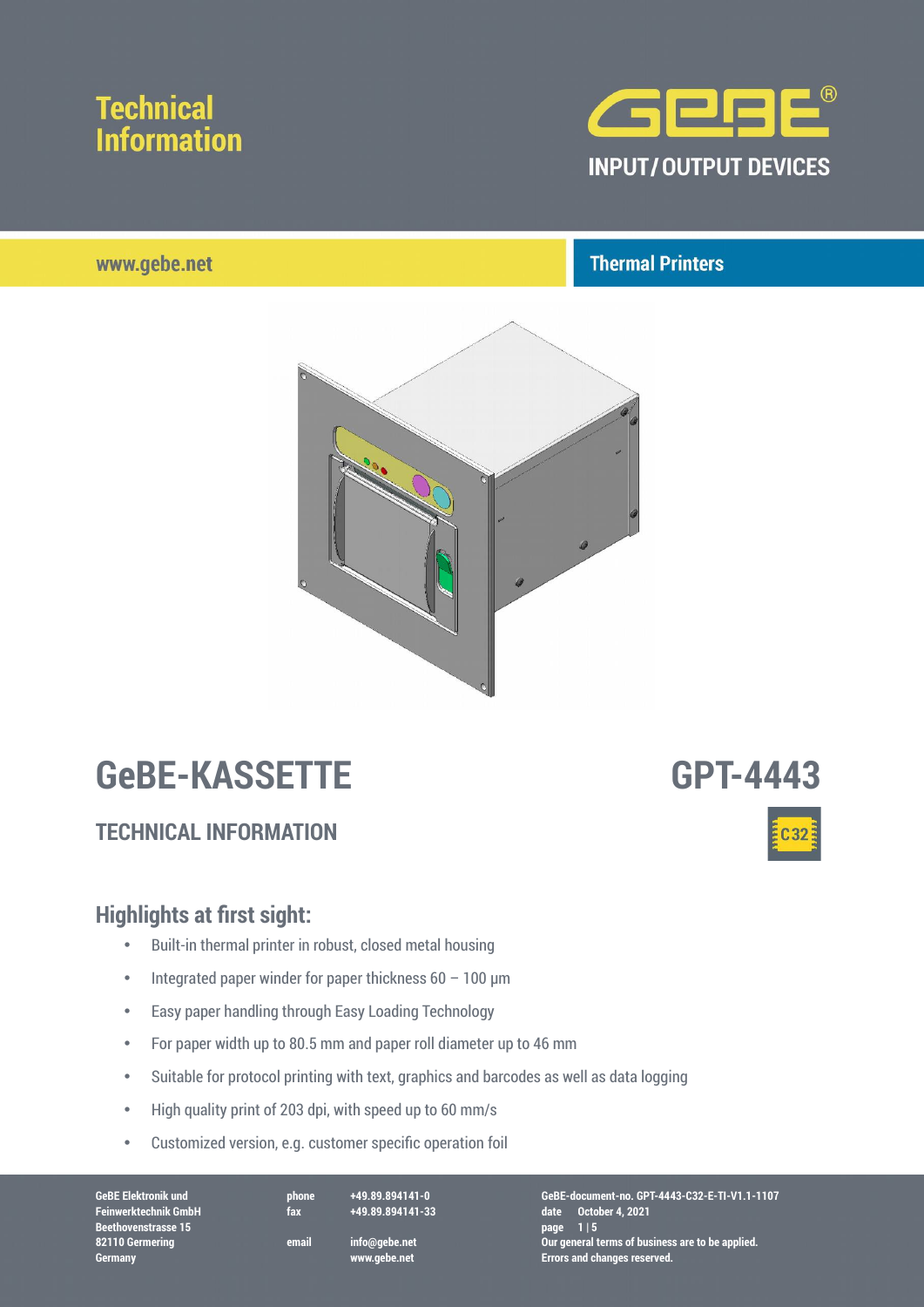# Technical Information

**GeBE®**

**INPUT / OUTPUT DEVICES**

www.gebe.net

**Thermal Printers**

# GeBE-KASSETTE

# GPT-4443

## TECHNICAL INFORMATION

C32

## Highlights at first sight:

- Built-in thermal printer in robust, closed metal housing
- Integrated paper winder for paper thickness 60 – 100 µm
- Easy paper handling through Easy Loading Technology
- For paper width up to 80.5 mm and paper roll diameter up to 46 mm
- Suitable for protocol printing with text, graphics and barcodes as well as data logging
- High quality print of 203 dpi, with speed up to 60 mm/s
- Customized version, e.g. customer specific operation foil

GeBE Elektronik und Feinwerktechnik GmbH
Beethovenstrasse 15
82110 Germering
Germany

phone +49.89.894141-0
fax +49.89.894141-33
email info@gebe.net
www.gebe.net

GeBE-document-no. GPT-4443-C32-E-TI-V1.1-1107
date October 4, 2021
Our general terms of business are to be applied.
Errors and changes reserved.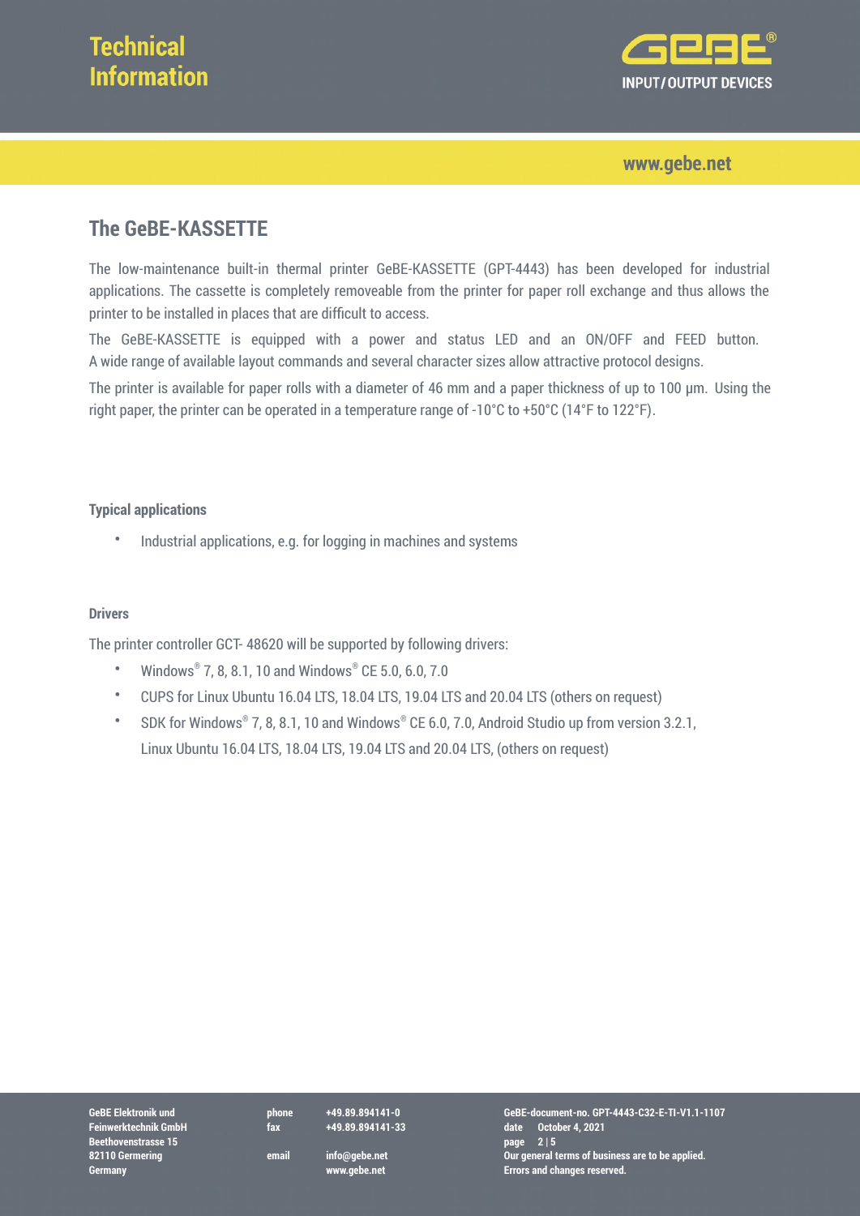## The GeBE-KASSETTE

The low-maintenance built-in thermal printer GeBE-KASSETTE (GPT-4443) has been developed for industrial applications. The cassette is completely removeable from the printer for paper roll exchange and thus allows the printer to be installed in places that are difficult to access.

The GeBE-KASSETTE is equipped with a power and status LED and an ON/OFF and FEED button. A wide range of available layout commands and several character sizes allow attractive protocol designs.

The printer is available for paper rolls with a diameter of 46 mm and a paper thickness of up to 100 µm. Using the right paper, the printer can be operated in a temperature range of -10°C to +50°C (14°F to 122°F).

#### Typical applications

- Industrial applications, e.g. for logging in machines and systems

#### Drivers

The printer controller GCT- 48620 will be supported by following drivers:

- Windows® 7, 8, 8.1, 10 and Windows® CE 5.0, 6.0, 7.0
- CUPS for Linux Ubuntu 16.04 LTS, 18.04 LTS, 19.04 LTS and 20.04 LTS (others on request)
- SDK for Windows® 7, 8, 8.1, 10 and Windows® CE 6.0, 7.0, Android Studio up from version 3.2.1, Linux Ubuntu 16.04 LTS, 18.04 LTS, 19.04 LTS and 20.04 LTS, (others on request)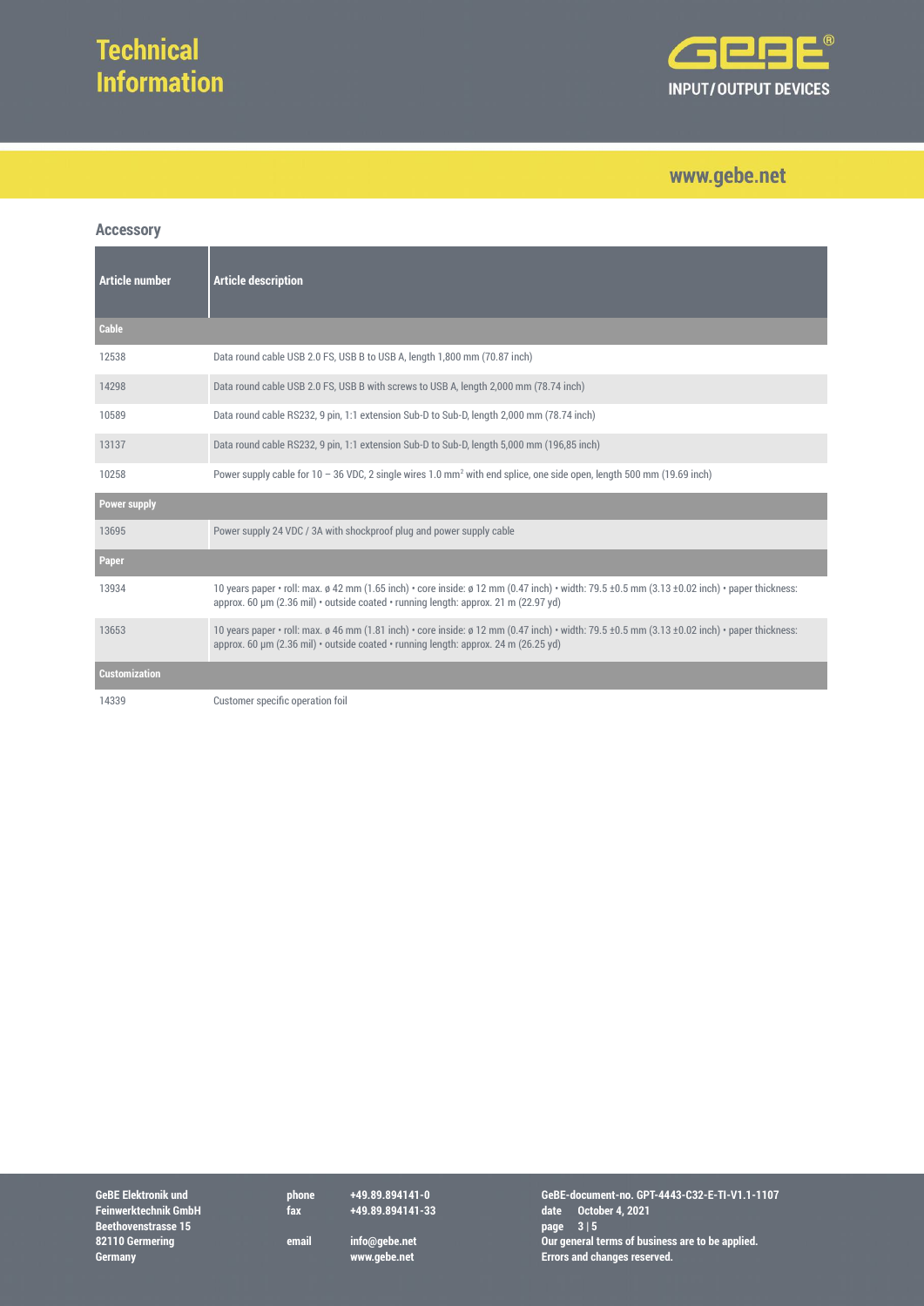## Accessory

| Article number | Article description |
|---|---|
| **Cable** | |
| 12538 | Data round cable USB 2.0 FS, USB B to USB A, length 1,800 mm (70.87 inch) |
| 14298 | Data round cable USB 2.0 FS, USB B with screws to USB A, length 2,000 mm (78.74 inch) |
| 10589 | Data round cable RS232, 9 pin, 1:1 extension Sub-D to Sub-D, length 2,000 mm (78.74 inch) |
| 13137 | Data round cable RS232, 9 pin, 1:1 extension Sub-D to Sub-D, length 5,000 mm (196,85 inch) |
| 10258 | Power supply cable for 10 – 36 VDC, 2 single wires 1.0 $mm^2$ with end splice, one side open, length 500 mm (19.69 inch) |
| **Power supply** | |
| 13695 | Power supply 24 VDC / 3A with shockproof plug and power supply cable |
| **Paper** | |
| 13934 | 10 years paper • roll: max. ø 42 mm (1.65 inch) • core inside: ø 12 mm (0.47 inch) • width: 79.5 ±0.5 mm (3.13 ±0.02 inch) • paper thickness: approx. 60 µm (2.36 mil) • outside coated • running length: approx. 21 m (22.97 yd) |
| 13653 | 10 years paper • roll: max. ø 46 mm (1.81 inch) • core inside: ø 12 mm (0.47 inch) • width: 79.5 ±0.5 mm (3.13 ±0.02 inch) • paper thickness: approx. 60 µm (2.36 mil) • outside coated • running length: approx. 24 m (26.25 yd) |
| **Customization** | |
| 14339 | Customer specific operation foil |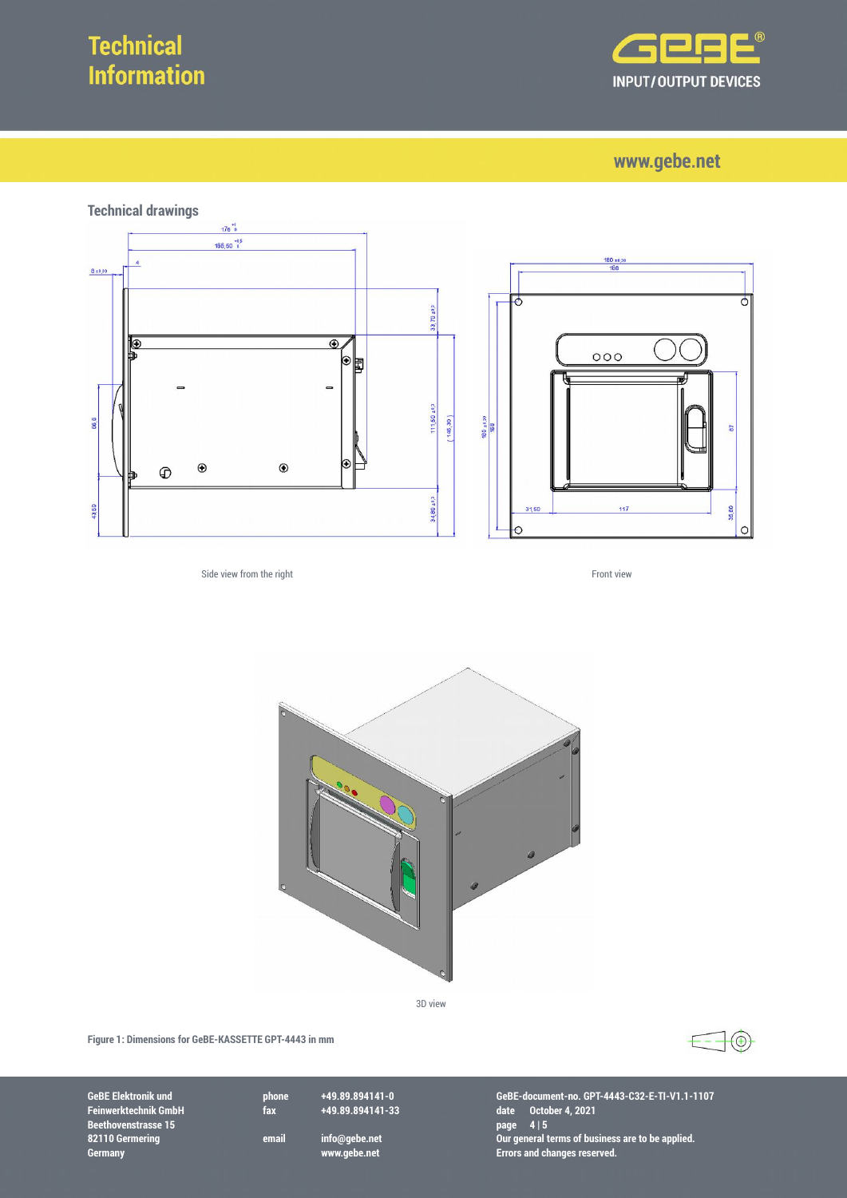## Technical drawings

Side view from the right

Front view

3D view

**Figure 1: Dimensions for GeBE-KASSETTE GPT-4443 in mm**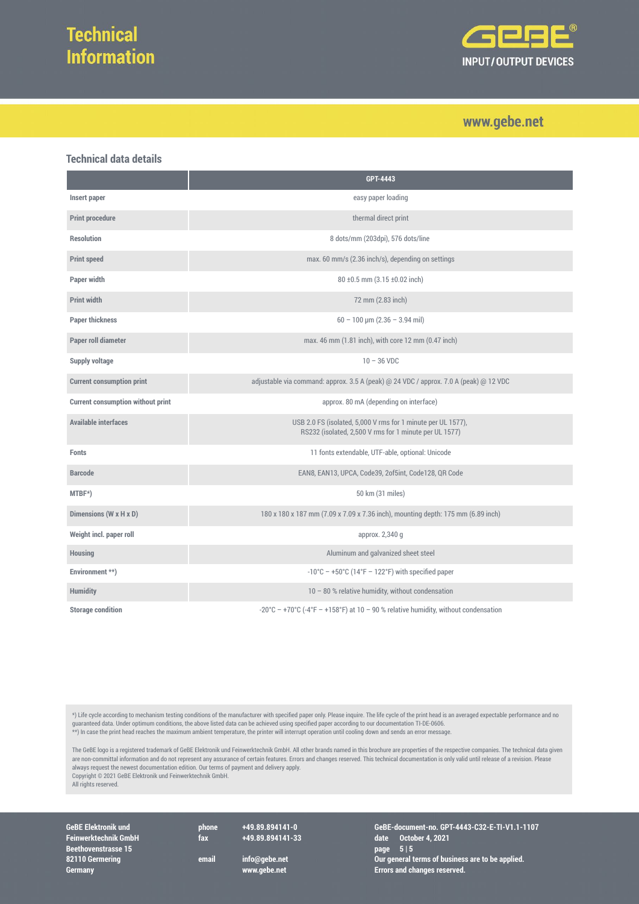# Technical Information

**INPUT/OUTPUT DEVICES**

**www.gebe.net**

## Technical data details

| | GPT-4443 |
|---|---|
| **Insert paper** | easy paper loading |
| **Print procedure** | thermal direct print |
| **Resolution** | 8 dots/mm (203dpi), 576 dots/line |
| **Print speed** | max. 60 mm/s (2.36 inch/s), depending on settings |
| **Paper width** | 80 ±0.5 mm (3.15 ±0.02 inch) |
| **Print width** | 72 mm (2.83 inch) |
| **Paper thickness** | 60 – 100 µm (2.36 – 3.94 mil) |
| **Paper roll diameter** | max. 46 mm (1.81 inch), with core 12 mm (0.47 inch) |
| **Supply voltage** | 10 – 36 VDC |
| **Current consumption print** | adjustable via command: approx. 3.5 A (peak) @ 24 VDC / approx. 7.0 A (peak) @ 12 VDC |
| **Current consumption without print** | approx. 80 mA (depending on interface) |
| **Available interfaces** | USB 2.0 FS (isolated, 5,000 V rms for 1 minute per UL 1577), RS232 (isolated, 2,500 V rms for 1 minute per UL 1577) |
| **Fonts** | 11 fonts extendable, UTF-able, optional: Unicode |
| **Barcode** | EAN8, EAN13, UPCA, Code39, 2of5int, Code128, QR Code |
| **MTBF*)** | 50 km (31 miles) |
| **Dimensions (W x H x D)** | 180 x 180 x 187 mm (7.09 x 7.09 x 7.36 inch), mounting depth: 175 mm (6.89 inch) |
| **Weight incl. paper roll** | approx. 2,340 g |
| **Housing** | Aluminum and galvanized sheet steel |
| **Environment **)** | -10°C – +50°C (14°F – 122°F) with specified paper |
| **Humidity** | 10 – 80 % relative humidity, without condensation |
| **Storage condition** | -20°C – +70°C (-4°F – +158°F) at 10 – 90 % relative humidity, without condensation |

*) Life cycle according to mechanism testing conditions of the manufacturer with specified paper only. Please inquire. The life cycle of the print head is an averaged expectable performance and no guaranteed data. Under optimum conditions, the above listed data can be achieved using specified paper according to our documentation TI-DE-0606.
**) In case the print head reaches the maximum ambient temperature, the printer will interrupt operation until cooling down and sends an error message.

The GeBE logo is a registered trademark of GeBE Elektronik und Feinwerktechnik GmbH. All other brands named in this brochure are properties of the respective companies. The technical data given are non-committal information and do not represent any assurance of certain features. Errors and changes reserved. This technical documentation is only valid until release of a revision. Please always request the newest documentation edition. Our terms of payment and delivery apply.
Copyright © 2021 GeBE Elektronik und Feinwerktechnik GmbH.
All rights reserved.

**GeBE Elektronik und Feinwerktechnik GmbH**
**Beethovenstrasse 15**
**82110 Germering**
**Germany**

**phone** +49.89.894141-0
**fax** +49.89.894141-33
**email** info@gebe.net
www.gebe.net

**GeBE-document-no. GPT-4443-C32-E-TI-V1.1-1107**
**date** October 4, 2021
**Our general terms of business are to be applied.**
**Errors and changes reserved.**